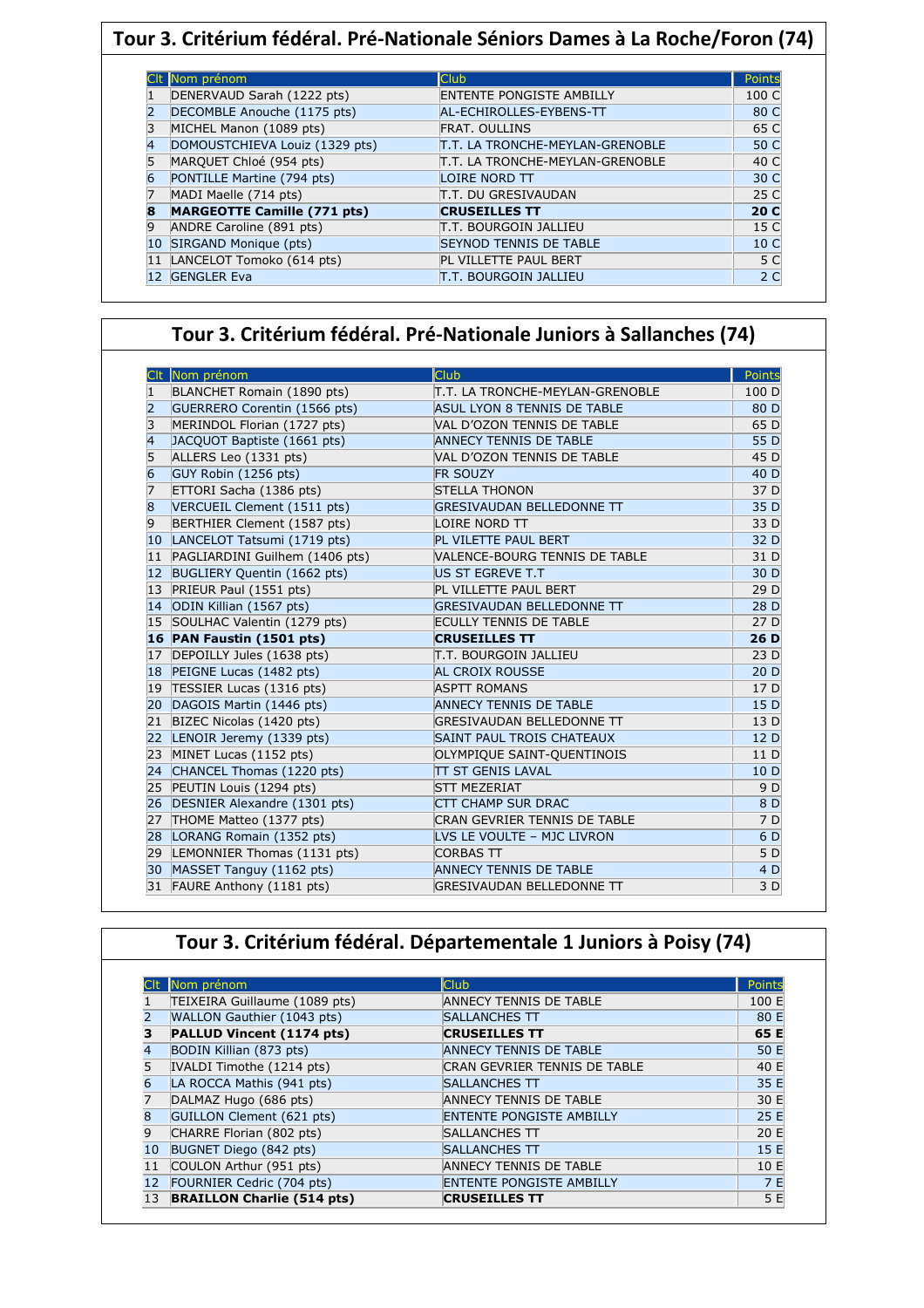## Tour 3. Critérium fédéral. Pré-Nationale Séniors Dames à La Roche/Foron (74)

| Clt | Nom prénom | Club | Points |
|---|---|---|---|
| 1 | DENERVAUD Sarah (1222 pts) | ENTENTE PONGISTE AMBILLY | 100 C |
| 2 | DECOMBLE Anouche (1175 pts) | AL-ECHIROLLES-EYBENS-TT | 80 C |
| 3 | MICHEL Manon (1089 pts) | FRAT. OULLINS | 65 C |
| 4 | DOMOUSTCHIEVA Louiz (1329 pts) | T.T. LA TRONCHE-MEYLAN-GRENOBLE | 50 C |
| 5 | MARQUET Chloé (954 pts) | T.T. LA TRONCHE-MEYLAN-GRENOBLE | 40 C |
| 6 | PONTILLE Martine (794 pts) | LOIRE NORD TT | 30 C |
| 7 | MADI Maelle (714 pts) | T.T. DU GRESIVAUDAN | 25 C |
| **8** | **MARGEOTTE Camille (771 pts)** | **CRUSEILLES TT** | **20 C** |
| 9 | ANDRE Caroline (891 pts) | T.T. BOURGOIN JALLIEU | 15 C |
| 10 | SIRGAND Monique (pts) | SEYNOD TENNIS DE TABLE | 10 C |
| 11 | LANCELOT Tomoko (614 pts) | PL VILLETTE PAUL BERT | 5 C |
| 12 | GENGLER Eva | T.T. BOURGOIN JALLIEU | 2 C |

## Tour 3. Critérium fédéral. Pré-Nationale Juniors à Sallanches (74)

| Clt | Nom prénom | Club | Points |
|---|---|---|---|
| 1 | BLANCHET Romain (1890 pts) | T.T. LA TRONCHE-MEYLAN-GRENOBLE | 100 D |
| 2 | GUERRERO Corentin (1566 pts) | ASUL LYON 8 TENNIS DE TABLE | 80 D |
| 3 | MERINDOL Florian (1727 pts) | VAL D'OZON TENNIS DE TABLE | 65 D |
| 4 | JACQUOT Baptiste (1661 pts) | ANNECY TENNIS DE TABLE | 55 D |
| 5 | ALLERS Leo (1331 pts) | VAL D'OZON TENNIS DE TABLE | 45 D |
| 6 | GUY Robin (1256 pts) | FR SOUZY | 40 D |
| 7 | ETTORI Sacha (1386 pts) | STELLA THONON | 37 D |
| 8 | VERCUEIL Clement (1511 pts) | GRESIVAUDAN BELLEDONNE TT | 35 D |
| 9 | BERTHIER Clement (1587 pts) | LOIRE NORD TT | 33 D |
| 10 | LANCELOT Tatsumi (1719 pts) | PL VILETTE PAUL BERT | 32 D |
| 11 | PAGLIARDINI Guilhem (1406 pts) | VALENCE-BOURG TENNIS DE TABLE | 31 D |
| 12 | BUGLIERY Quentin (1662 pts) | US ST EGREVE T.T | 30 D |
| 13 | PRIEUR Paul (1551 pts) | PL VILLETTE PAUL BERT | 29 D |
| 14 | ODIN Killian (1567 pts) | GRESIVAUDAN BELLEDONNE TT | 28 D |
| 15 | SOULHAC Valentin (1279 pts) | ECULLY TENNIS DE TABLE | 27 D |
| **16** | **PAN Faustin (1501 pts)** | **CRUSEILLES TT** | **26 D** |
| 17 | DEPOILLY Jules (1638 pts) | T.T. BOURGOIN JALLIEU | 23 D |
| 18 | PEIGNE Lucas (1482 pts) | AL CROIX ROUSSE | 20 D |
| 19 | TESSIER Lucas (1316 pts) | ASPTT ROMANS | 17 D |
| 20 | DAGOIS Martin (1446 pts) | ANNECY TENNIS DE TABLE | 15 D |
| 21 | BIZEC Nicolas (1420 pts) | GRESIVAUDAN BELLEDONNE TT | 13 D |
| 22 | LENOIR Jeremy (1339 pts) | SAINT PAUL TROIS CHATEAUX | 12 D |
| 23 | MINET Lucas (1152 pts) | OLYMPIQUE SAINT-QUENTINOIS | 11 D |
| 24 | CHANCEL Thomas (1220 pts) | TT ST GENIS LAVAL | 10 D |
| 25 | PEUTIN Louis (1294 pts) | STT MEZERIAT | 9 D |
| 26 | DESNIER Alexandre (1301 pts) | CTT CHAMP SUR DRAC | 8 D |
| 27 | THOME Matteo (1377 pts) | CRAN GEVRIER TENNIS DE TABLE | 7 D |
| 28 | LORANG Romain (1352 pts) | LVS LE VOULTE – MJC LIVRON | 6 D |
| 29 | LEMONNIER Thomas (1131 pts) | CORBAS TT | 5 D |
| 30 | MASSET Tanguy (1162 pts) | ANNECY TENNIS DE TABLE | 4 D |
| 31 | FAURE Anthony (1181 pts) | GRESIVAUDAN BELLEDONNE TT | 3 D |

## Tour 3. Critérium fédéral. Départementale 1 Juniors à Poisy (74)

| Clt | Nom prénom | Club | Points |
|---|---|---|---|
| 1 | TEIXEIRA Guillaume (1089 pts) | ANNECY TENNIS DE TABLE | 100 E |
| 2 | WALLON Gauthier (1043 pts) | SALLANCHES TT | 80 E |
| **3** | **PALLUD Vincent (1174 pts)** | **CRUSEILLES TT** | **65 E** |
| 4 | BODIN Killian (873 pts) | ANNECY TENNIS DE TABLE | 50 E |
| 5 | IVALDI Timothe (1214 pts) | CRAN GEVRIER TENNIS DE TABLE | 40 E |
| 6 | LA ROCCA Mathis (941 pts) | SALLANCHES TT | 35 E |
| 7 | DALMAZ Hugo (686 pts) | ANNECY TENNIS DE TABLE | 30 E |
| 8 | GUILLON Clement (621 pts) | ENTENTE PONGISTE AMBILLY | 25 E |
| 9 | CHARRE Florian (802 pts) | SALLANCHES TT | 20 E |
| 10 | BUGNET Diego (842 pts) | SALLANCHES TT | 15 E |
| 11 | COULON Arthur (951 pts) | ANNECY TENNIS DE TABLE | 10 E |
| 12 | FOURNIER Cedric (704 pts) | ENTENTE PONGISTE AMBILLY | 7 E |
| 13 | **BRAILLON Charlie (514 pts)** | **CRUSEILLES TT** | 5 E |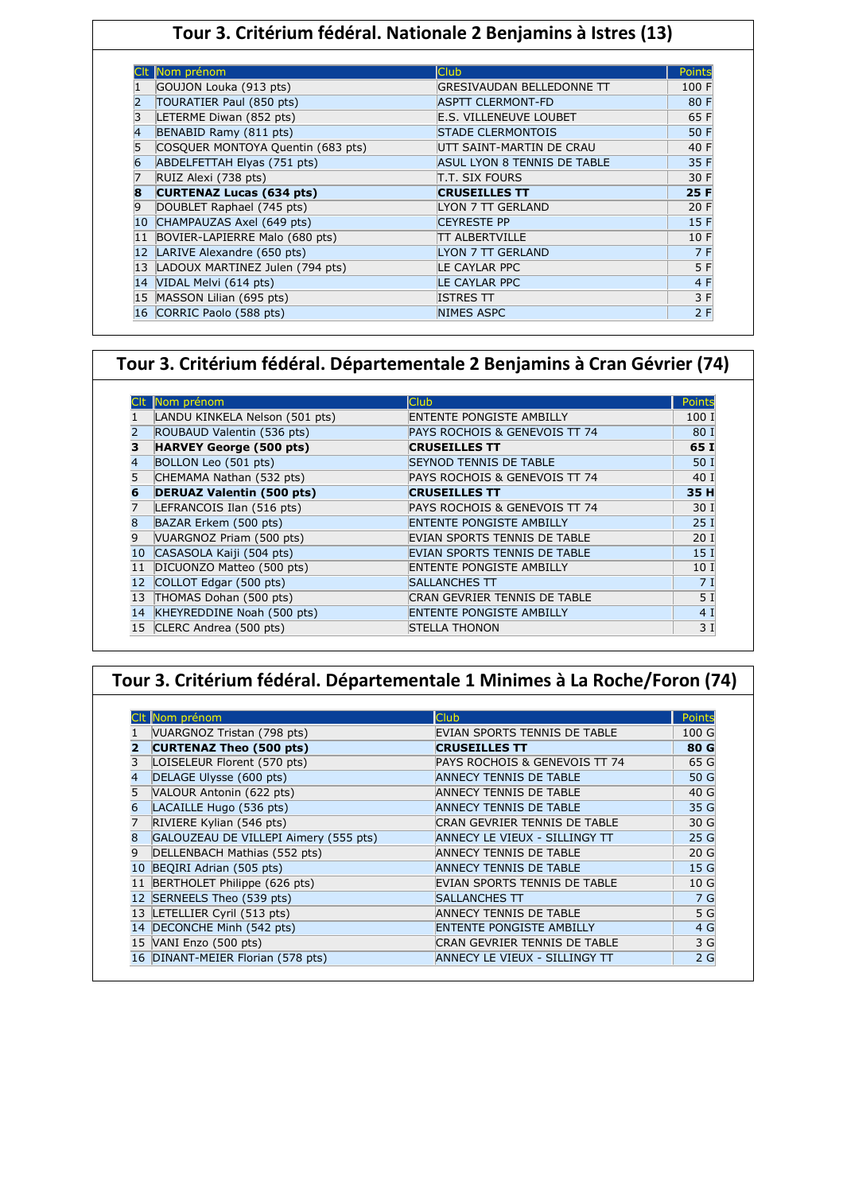## Tour 3. Critérium fédéral. Nationale 2 Benjamins à Istres (13)

| Clt | Nom prénom | Club | Points |
|---|---|---|---|
| 1 | GOUJON Louka (913 pts) | GRESIVAUDAN BELLEDONNE TT | 100 F |
| 2 | TOURATIER Paul (850 pts) | ASPTT CLERMONT-FD | 80 F |
| 3 | LETERME Diwan (852 pts) | E.S. VILLENEUVE LOUBET | 65 F |
| 4 | BENABID Ramy (811 pts) | STADE CLERMONTOIS | 50 F |
| 5 | COSQUER MONTOYA Quentin (683 pts) | UTT SAINT-MARTIN DE CRAU | 40 F |
| 6 | ABDELFETTAH Elyas (751 pts) | ASUL LYON 8 TENNIS DE TABLE | 35 F |
| 7 | RUIZ Alexi (738 pts) | T.T. SIX FOURS | 30 F |
| **8** | **CURTENAZ Lucas (634 pts)** | **CRUSEILLES TT** | **25 F** |
| 9 | DOUBLET Raphael (745 pts) | LYON 7 TT GERLAND | 20 F |
| 10 | CHAMPAUZAS Axel (649 pts) | CEYRESTE PP | 15 F |
| 11 | BOVIER-LAPIERRE Malo (680 pts) | TT ALBERTVILLE | 10 F |
| 12 | LARIVE Alexandre (650 pts) | LYON 7 TT GERLAND | 7 F |
| 13 | LADOUX MARTINEZ Julen (794 pts) | LE CAYLAR PPC | 5 F |
| 14 | VIDAL Melvi (614 pts) | LE CAYLAR PPC | 4 F |
| 15 | MASSON Lilian (695 pts) | ISTRES TT | 3 F |
| 16 | CORRIC Paolo (588 pts) | NIMES ASPC | 2 F |

## Tour 3. Critérium fédéral. Départementale 2 Benjamins à Cran Gévrier (74)

| Clt | Nom prénom | Club | Points |
|---|---|---|---|
| 1 | LANDU KINKELA Nelson (501 pts) | ENTENTE PONGISTE AMBILLY | 100 I |
| 2 | ROUBAUD Valentin (536 pts) | PAYS ROCHOIS & GENEVOIS TT 74 | 80 I |
| **3** | **HARVEY George (500 pts)** | **CRUSEILLES TT** | **65 I** |
| 4 | BOLLON Leo (501 pts) | SEYNOD TENNIS DE TABLE | 50 I |
| 5 | CHEMAMA Nathan (532 pts) | PAYS ROCHOIS & GENEVOIS TT 74 | 40 I |
| **6** | **DERUAZ Valentin (500 pts)** | **CRUSEILLES TT** | **35 H** |
| 7 | LEFRANCOIS Ilan (516 pts) | PAYS ROCHOIS & GENEVOIS TT 74 | 30 I |
| 8 | BAZAR Erkem (500 pts) | ENTENTE PONGISTE AMBILLY | 25 I |
| 9 | VUARGNOZ Priam (500 pts) | EVIAN SPORTS TENNIS DE TABLE | 20 I |
| 10 | CASASOLA Kaiji (504 pts) | EVIAN SPORTS TENNIS DE TABLE | 15 I |
| 11 | DICUONZO Matteo (500 pts) | ENTENTE PONGISTE AMBILLY | 10 I |
| 12 | COLLOT Edgar (500 pts) | SALLANCHES TT | 7 I |
| 13 | THOMAS Dohan (500 pts) | CRAN GEVRIER TENNIS DE TABLE | 5 I |
| 14 | KHEYREDDINE Noah (500 pts) | ENTENTE PONGISTE AMBILLY | 4 I |
| 15 | CLERC Andrea (500 pts) | STELLA THONON | 3 I |

## Tour 3. Critérium fédéral. Départementale 1 Minimes à La Roche/Foron (74)

| Clt | Nom prénom | Club | Points |
|---|---|---|---|
| 1 | VUARGNOZ Tristan (798 pts) | EVIAN SPORTS TENNIS DE TABLE | 100 G |
| **2** | **CURTENAZ Theo (500 pts)** | **CRUSEILLES TT** | **80 G** |
| 3 | LOISELEUR Florent (570 pts) | PAYS ROCHOIS & GENEVOIS TT 74 | 65 G |
| 4 | DELAGE Ulysse (600 pts) | ANNECY TENNIS DE TABLE | 50 G |
| 5 | VALOUR Antonin (622 pts) | ANNECY TENNIS DE TABLE | 40 G |
| 6 | LACAILLE Hugo (536 pts) | ANNECY TENNIS DE TABLE | 35 G |
| 7 | RIVIERE Kylian (546 pts) | CRAN GEVRIER TENNIS DE TABLE | 30 G |
| 8 | GALOUZEAU DE VILLEPI Aimery (555 pts) | ANNECY LE VIEUX - SILLINGY TT | 25 G |
| 9 | DELLENBACH Mathias (552 pts) | ANNECY TENNIS DE TABLE | 20 G |
| 10 | BEQIRI Adrian (505 pts) | ANNECY TENNIS DE TABLE | 15 G |
| 11 | BERTHOLET Philippe (626 pts) | EVIAN SPORTS TENNIS DE TABLE | 10 G |
| 12 | SERNEELS Theo (539 pts) | SALLANCHES TT | 7 G |
| 13 | LETELLIER Cyril (513 pts) | ANNECY TENNIS DE TABLE | 5 G |
| 14 | DECONCHE Minh (542 pts) | ENTENTE PONGISTE AMBILLY | 4 G |
| 15 | VANI Enzo (500 pts) | CRAN GEVRIER TENNIS DE TABLE | 3 G |
| 16 | DINANT-MEIER Florian (578 pts) | ANNECY LE VIEUX - SILLINGY TT | 2 G |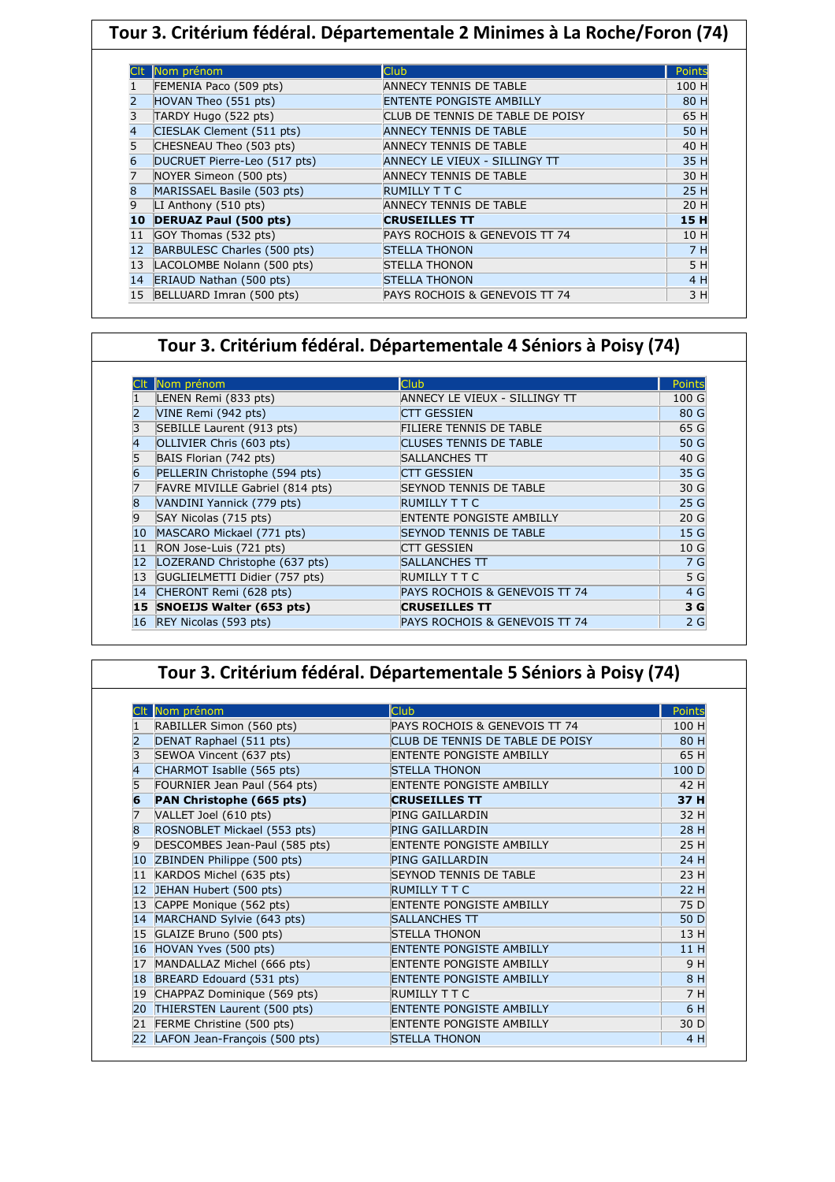## Tour 3. Critérium fédéral. Départementale 2 Minimes à La Roche/Foron (74)

| Clt | Nom prénom | Club | Points |
|---|---|---|---|
| 1 | FEMENIA Paco (509 pts) | ANNECY TENNIS DE TABLE | 100 H |
| 2 | HOVAN Theo (551 pts) | ENTENTE PONGISTE AMBILLY | 80 H |
| 3 | TARDY Hugo (522 pts) | CLUB DE TENNIS DE TABLE DE POISY | 65 H |
| 4 | CIESLAK Clement (511 pts) | ANNECY TENNIS DE TABLE | 50 H |
| 5 | CHESNEAU Theo (503 pts) | ANNECY TENNIS DE TABLE | 40 H |
| 6 | DUCRUET Pierre-Leo (517 pts) | ANNECY LE VIEUX - SILLINGY TT | 35 H |
| 7 | NOYER Simeon (500 pts) | ANNECY TENNIS DE TABLE | 30 H |
| 8 | MARISSAEL Basile (503 pts) | RUMILLY T T C | 25 H |
| 9 | LI Anthony (510 pts) | ANNECY TENNIS DE TABLE | 20 H |
| **10** | **DERUAZ Paul (500 pts)** | **CRUSEILLES TT** | **15 H** |
| 11 | GOY Thomas (532 pts) | PAYS ROCHOIS & GENEVOIS TT 74 | 10 H |
| 12 | BARBULESC Charles (500 pts) | STELLA THONON | 7 H |
| 13 | LACOLOMBE Nolann (500 pts) | STELLA THONON | 5 H |
| 14 | ERIAUD Nathan (500 pts) | STELLA THONON | 4 H |
| 15 | BELLUARD Imran (500 pts) | PAYS ROCHOIS & GENEVOIS TT 74 | 3 H |

## Tour 3. Critérium fédéral. Départementale 4 Séniors à Poisy (74)

| Clt | Nom prénom | Club | Points |
|---|---|---|---|
| 1 | LENEN Remi (833 pts) | ANNECY LE VIEUX - SILLINGY TT | 100 G |
| 2 | VINE Remi (942 pts) | CTT GESSIEN | 80 G |
| 3 | SEBILLE Laurent (913 pts) | FILIERE TENNIS DE TABLE | 65 G |
| 4 | OLLIVIER Chris (603 pts) | CLUSES TENNIS DE TABLE | 50 G |
| 5 | BAIS Florian (742 pts) | SALLANCHES TT | 40 G |
| 6 | PELLERIN Christophe (594 pts) | CTT GESSIEN | 35 G |
| 7 | FAVRE MIVILLE Gabriel (814 pts) | SEYNOD TENNIS DE TABLE | 30 G |
| 8 | VANDINI Yannick (779 pts) | RUMILLY T T C | 25 G |
| 9 | SAY Nicolas (715 pts) | ENTENTE PONGISTE AMBILLY | 20 G |
| 10 | MASCARO Mickael (771 pts) | SEYNOD TENNIS DE TABLE | 15 G |
| 11 | RON Jose-Luis (721 pts) | CTT GESSIEN | 10 G |
| 12 | LOZERAND Christophe (637 pts) | SALLANCHES TT | 7 G |
| 13 | GUGLIELMETTI Didier (757 pts) | RUMILLY T T C | 5 G |
| 14 | CHERONT Remi (628 pts) | PAYS ROCHOIS & GENEVOIS TT 74 | 4 G |
| **15** | **SNOEIJS Walter (653 pts)** | **CRUSEILLES TT** | **3 G** |
| 16 | REY Nicolas (593 pts) | PAYS ROCHOIS & GENEVOIS TT 74 | 2 G |

## Tour 3. Critérium fédéral. Départementale 5 Séniors à Poisy (74)

| Clt | Nom prénom | Club | Points |
|---|---|---|---|
| 1 | RABILLER Simon (560 pts) | PAYS ROCHOIS & GENEVOIS TT 74 | 100 H |
| 2 | DENAT Raphael (511 pts) | CLUB DE TENNIS DE TABLE DE POISY | 80 H |
| 3 | SEWOA Vincent (637 pts) | ENTENTE PONGISTE AMBILLY | 65 H |
| 4 | CHARMOT Isablle (565 pts) | STELLA THONON | 100 D |
| 5 | FOURNIER Jean Paul (564 pts) | ENTENTE PONGISTE AMBILLY | 42 H |
| **6** | **PAN Christophe (665 pts)** | **CRUSEILLES TT** | **37 H** |
| 7 | VALLET Joel (610 pts) | PING GAILLARDIN | 32 H |
| 8 | ROSNOBLET Mickael (553 pts) | PING GAILLARDIN | 28 H |
| 9 | DESCOMBES Jean-Paul (585 pts) | ENTENTE PONGISTE AMBILLY | 25 H |
| 10 | ZBINDEN Philippe (500 pts) | PING GAILLARDIN | 24 H |
| 11 | KARDOS Michel (635 pts) | SEYNOD TENNIS DE TABLE | 23 H |
| 12 | JEHAN Hubert (500 pts) | RUMILLY T T C | 22 H |
| 13 | CAPPE Monique (562 pts) | ENTENTE PONGISTE AMBILLY | 75 D |
| 14 | MARCHAND Sylvie (643 pts) | SALLANCHES TT | 50 D |
| 15 | GLAIZE Bruno (500 pts) | STELLA THONON | 13 H |
| 16 | HOVAN Yves (500 pts) | ENTENTE PONGISTE AMBILLY | 11 H |
| 17 | MANDALLAZ Michel (666 pts) | ENTENTE PONGISTE AMBILLY | 9 H |
| 18 | BREARD Edouard (531 pts) | ENTENTE PONGISTE AMBILLY | 8 H |
| 19 | CHAPPAZ Dominique (569 pts) | RUMILLY T T C | 7 H |
| 20 | THIERSTEN Laurent (500 pts) | ENTENTE PONGISTE AMBILLY | 6 H |
| 21 | FERME Christine (500 pts) | ENTENTE PONGISTE AMBILLY | 30 D |
| 22 | LAFON Jean-François (500 pts) | STELLA THONON | 4 H |